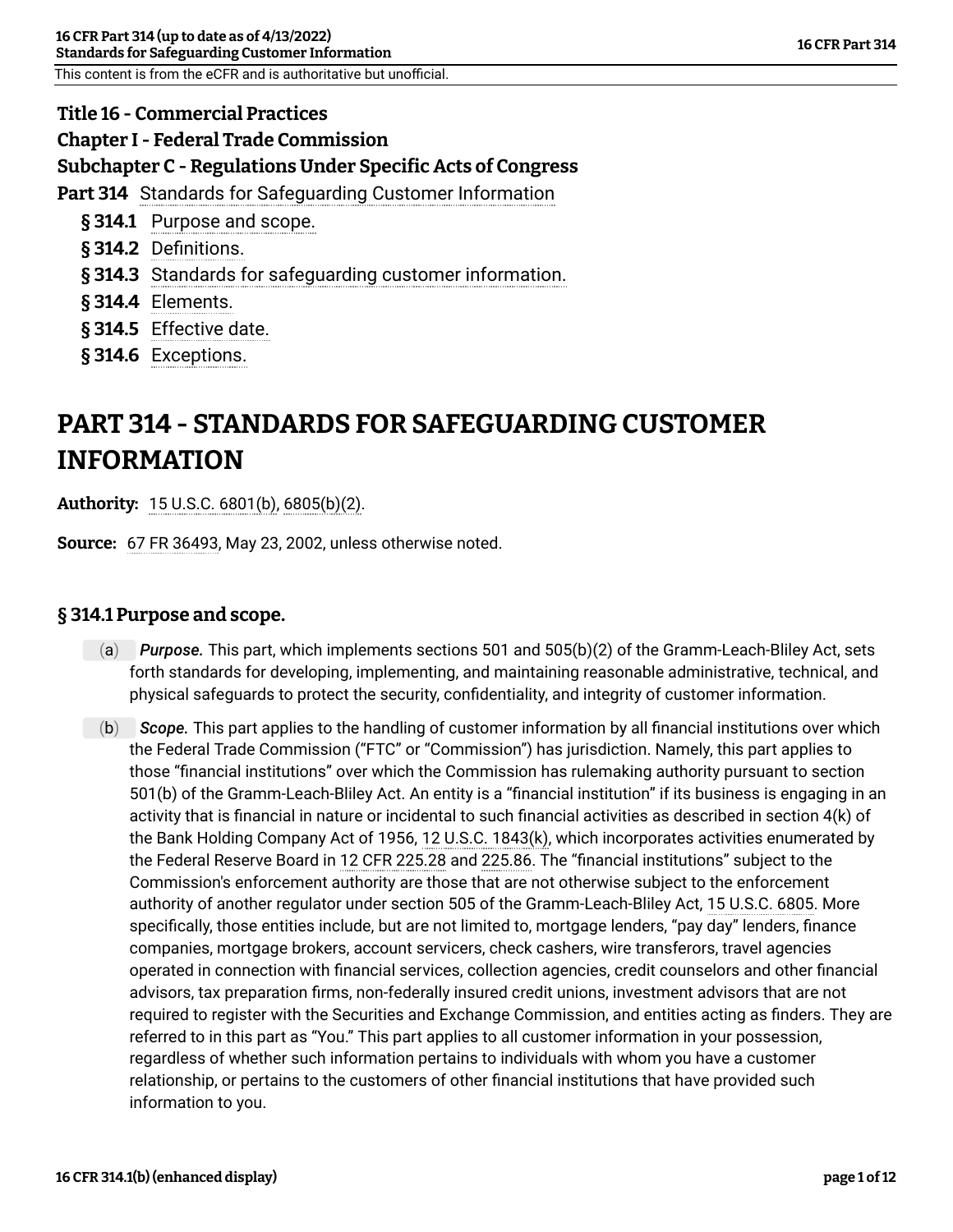**Title 16 - Commercial Practices**

**Chapter I - Federal Trade Commission**

**Subchapter C - Regulations Under Specific Acts of Congress**

**Part 314** Standards for Safeguarding Customer Information

- **§ 314.1** Purpose and scope.
- **§ 314.2** Definitions.
- **§ 314.3** Standards for safeguarding customer information.
- **§ 314.4** Elements.
- **§ 314.5** Effective date.
- **§ 314.6** Exceptions.

# PART 314 - STANDARDS FOR SAFEGUARDING CUSTOMER INFORMATION

**Authority:** 15 U.S.C. 6801(b), 6805(b)(2).

**Source:** 67 FR 36493, May 23, 2002, unless otherwise noted.

## § 314.1 Purpose and scope.

(a) ***Purpose.*** This part, which implements sections 501 and 505(b)(2) of the Gramm-Leach-Bliley Act, sets forth standards for developing, implementing, and maintaining reasonable administrative, technical, and physical safeguards to protect the security, confidentiality, and integrity of customer information.

(b) ***Scope.*** This part applies to the handling of customer information by all financial institutions over which the Federal Trade Commission ("FTC" or "Commission") has jurisdiction. Namely, this part applies to those "financial institutions" over which the Commission has rulemaking authority pursuant to section 501(b) of the Gramm-Leach-Bliley Act. An entity is a "financial institution" if its business is engaging in an activity that is financial in nature or incidental to such financial activities as described in section 4(k) of the Bank Holding Company Act of 1956, 12 U.S.C. 1843(k), which incorporates activities enumerated by the Federal Reserve Board in 12 CFR 225.28 and 225.86. The "financial institutions" subject to the Commission's enforcement authority are those that are not otherwise subject to the enforcement authority of another regulator under section 505 of the Gramm-Leach-Bliley Act, 15 U.S.C. 6805. More specifically, those entities include, but are not limited to, mortgage lenders, "pay day" lenders, finance companies, mortgage brokers, account servicers, check cashers, wire transferors, travel agencies operated in connection with financial services, collection agencies, credit counselors and other financial advisors, tax preparation firms, non-federally insured credit unions, investment advisors that are not required to register with the Securities and Exchange Commission, and entities acting as finders. They are referred to in this part as "You." This part applies to all customer information in your possession, regardless of whether such information pertains to individuals with whom you have a customer relationship, or pertains to the customers of other financial institutions that have provided such information to you.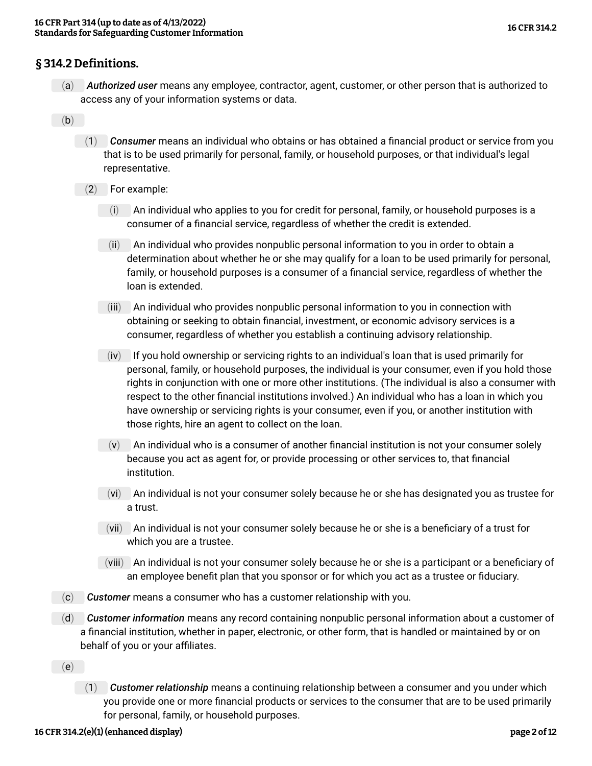## § 314.2 Definitions.

(a) ***Authorized user*** means any employee, contractor, agent, customer, or other person that is authorized to access any of your information systems or data.

(b)

(1) ***Consumer*** means an individual who obtains or has obtained a financial product or service from you that is to be used primarily for personal, family, or household purposes, or that individual's legal representative.

(2) For example:

(i) An individual who applies to you for credit for personal, family, or household purposes is a consumer of a financial service, regardless of whether the credit is extended.

(ii) An individual who provides nonpublic personal information to you in order to obtain a determination about whether he or she may qualify for a loan to be used primarily for personal, family, or household purposes is a consumer of a financial service, regardless of whether the loan is extended.

(iii) An individual who provides nonpublic personal information to you in connection with obtaining or seeking to obtain financial, investment, or economic advisory services is a consumer, regardless of whether you establish a continuing advisory relationship.

(iv) If you hold ownership or servicing rights to an individual's loan that is used primarily for personal, family, or household purposes, the individual is your consumer, even if you hold those rights in conjunction with one or more other institutions. (The individual is also a consumer with respect to the other financial institutions involved.) An individual who has a loan in which you have ownership or servicing rights is your consumer, even if you, or another institution with those rights, hire an agent to collect on the loan.

(v) An individual who is a consumer of another financial institution is not your consumer solely because you act as agent for, or provide processing or other services to, that financial institution.

(vi) An individual is not your consumer solely because he or she has designated you as trustee for a trust.

(vii) An individual is not your consumer solely because he or she is a beneficiary of a trust for which you are a trustee.

(viii) An individual is not your consumer solely because he or she is a participant or a beneficiary of an employee benefit plan that you sponsor or for which you act as a trustee or fiduciary.

(c) ***Customer*** means a consumer who has a customer relationship with you.

(d) ***Customer information*** means any record containing nonpublic personal information about a customer of a financial institution, whether in paper, electronic, or other form, that is handled or maintained by or on behalf of you or your affiliates.

(e)

(1) ***Customer relationship*** means a continuing relationship between a consumer and you under which you provide one or more financial products or services to the consumer that are to be used primarily for personal, family, or household purposes.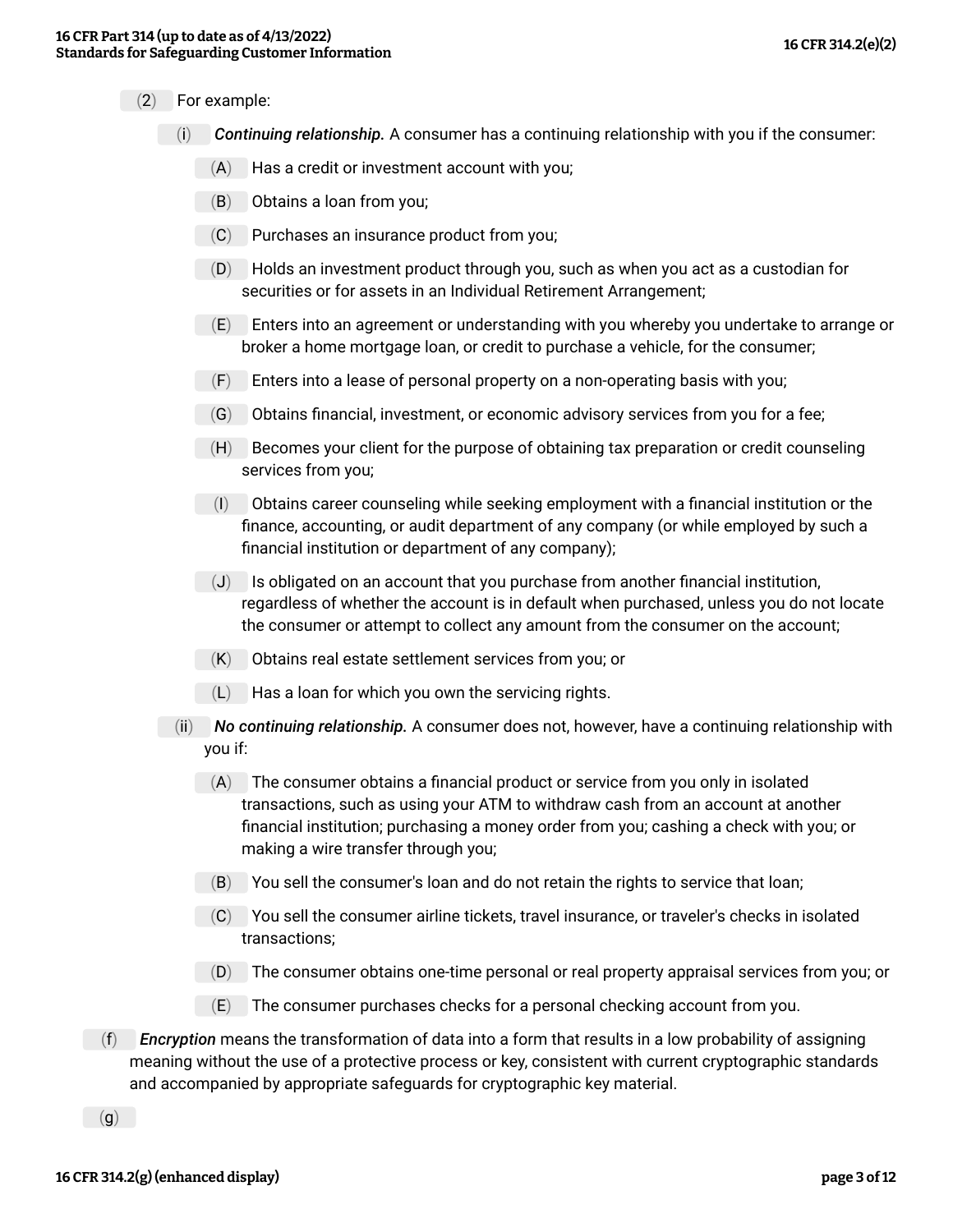(2) For example:

(i) ***Continuing relationship.*** A consumer has a continuing relationship with you if the consumer:

(A) Has a credit or investment account with you;

(B) Obtains a loan from you;

(C) Purchases an insurance product from you;

(D) Holds an investment product through you, such as when you act as a custodian for securities or for assets in an Individual Retirement Arrangement;

(E) Enters into an agreement or understanding with you whereby you undertake to arrange or broker a home mortgage loan, or credit to purchase a vehicle, for the consumer;

(F) Enters into a lease of personal property on a non-operating basis with you;

(G) Obtains financial, investment, or economic advisory services from you for a fee;

(H) Becomes your client for the purpose of obtaining tax preparation or credit counseling services from you;

(I) Obtains career counseling while seeking employment with a financial institution or the finance, accounting, or audit department of any company (or while employed by such a financial institution or department of any company);

(J) Is obligated on an account that you purchase from another financial institution, regardless of whether the account is in default when purchased, unless you do not locate the consumer or attempt to collect any amount from the consumer on the account;

(K) Obtains real estate settlement services from you; or

(L) Has a loan for which you own the servicing rights.

(ii) ***No continuing relationship.*** A consumer does not, however, have a continuing relationship with you if:

(A) The consumer obtains a financial product or service from you only in isolated transactions, such as using your ATM to withdraw cash from an account at another financial institution; purchasing a money order from you; cashing a check with you; or making a wire transfer through you;

(B) You sell the consumer's loan and do not retain the rights to service that loan;

(C) You sell the consumer airline tickets, travel insurance, or traveler's checks in isolated transactions;

(D) The consumer obtains one-time personal or real property appraisal services from you; or

(E) The consumer purchases checks for a personal checking account from you.

(f) *Encryption* means the transformation of data into a form that results in a low probability of assigning meaning without the use of a protective process or key, consistent with current cryptographic standards and accompanied by appropriate safeguards for cryptographic key material.

(g)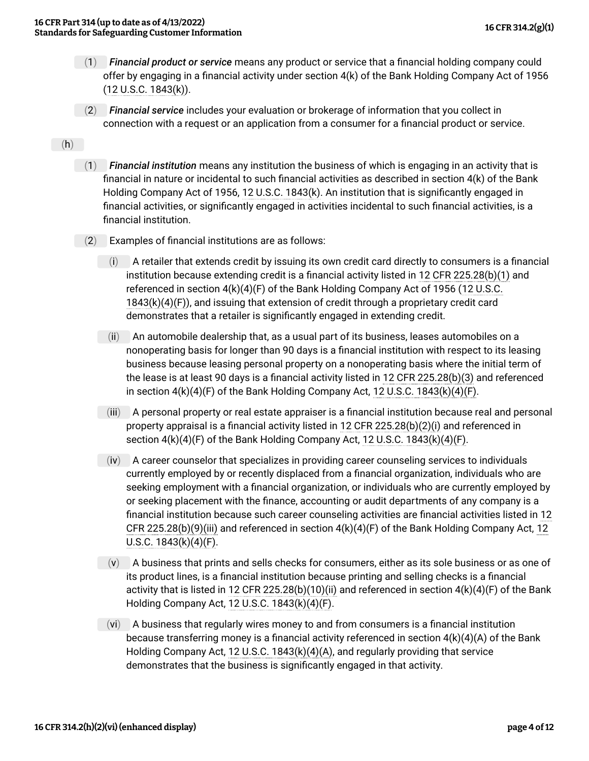(1) ***Financial product or service*** means any product or service that a financial holding company could offer by engaging in a financial activity under section 4(k) of the Bank Holding Company Act of 1956 (12 U.S.C. 1843(k)).

(2) ***Financial service*** includes your evaluation or brokerage of information that you collect in connection with a request or an application from a consumer for a financial product or service.

(h)

(1) ***Financial institution*** means any institution the business of which is engaging in an activity that is financial in nature or incidental to such financial activities as described in section 4(k) of the Bank Holding Company Act of 1956, 12 U.S.C. 1843(k). An institution that is significantly engaged in financial activities, or significantly engaged in activities incidental to such financial activities, is a financial institution.

(2) Examples of financial institutions are as follows:

(i) A retailer that extends credit by issuing its own credit card directly to consumers is a financial institution because extending credit is a financial activity listed in 12 CFR 225.28(b)(1) and referenced in section 4(k)(4)(F) of the Bank Holding Company Act of 1956 (12 U.S.C. 1843(k)(4)(F)), and issuing that extension of credit through a proprietary credit card demonstrates that a retailer is significantly engaged in extending credit.

(ii) An automobile dealership that, as a usual part of its business, leases automobiles on a nonoperating basis for longer than 90 days is a financial institution with respect to its leasing business because leasing personal property on a nonoperating basis where the initial term of the lease is at least 90 days is a financial activity listed in 12 CFR 225.28(b)(3) and referenced in section 4(k)(4)(F) of the Bank Holding Company Act, 12 U.S.C. 1843(k)(4)(F).

(iii) A personal property or real estate appraiser is a financial institution because real and personal property appraisal is a financial activity listed in 12 CFR 225.28(b)(2)(i) and referenced in section 4(k)(4)(F) of the Bank Holding Company Act, 12 U.S.C. 1843(k)(4)(F).

(iv) A career counselor that specializes in providing career counseling services to individuals currently employed by or recently displaced from a financial organization, individuals who are seeking employment with a financial organization, or individuals who are currently employed by or seeking placement with the finance, accounting or audit departments of any company is a financial institution because such career counseling activities are financial activities listed in 12 CFR 225.28(b)(9)(iii) and referenced in section 4(k)(4)(F) of the Bank Holding Company Act, 12 U.S.C. 1843(k)(4)(F).

(v) A business that prints and sells checks for consumers, either as its sole business or as one of its product lines, is a financial institution because printing and selling checks is a financial activity that is listed in 12 CFR 225.28(b)(10)(ii) and referenced in section 4(k)(4)(F) of the Bank Holding Company Act, 12 U.S.C. 1843(k)(4)(F).

(vi) A business that regularly wires money to and from consumers is a financial institution because transferring money is a financial activity referenced in section 4(k)(4)(A) of the Bank Holding Company Act, 12 U.S.C. 1843(k)(4)(A), and regularly providing that service demonstrates that the business is significantly engaged in that activity.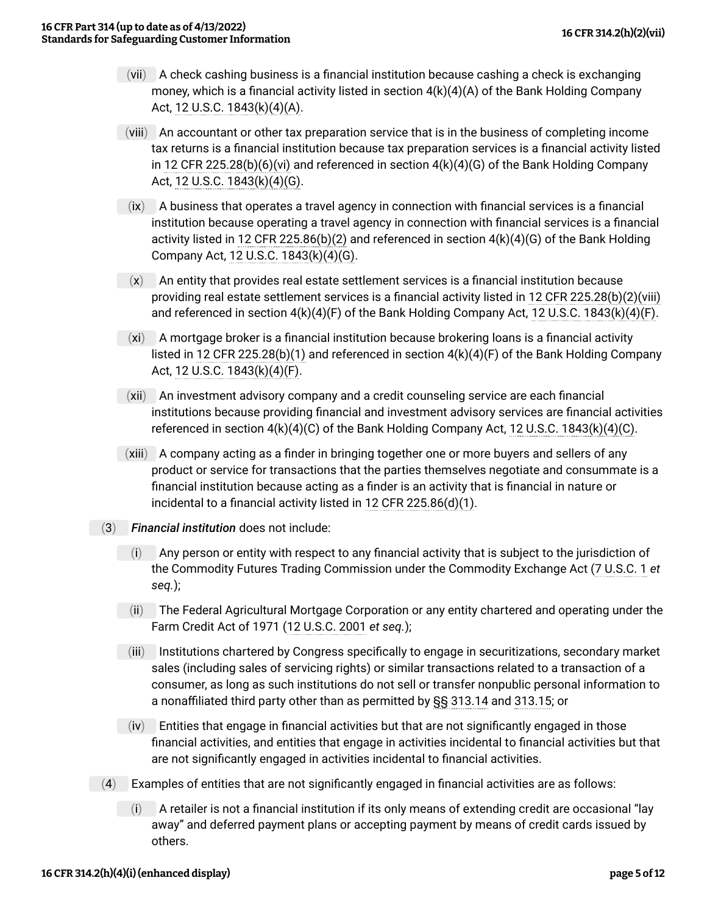(vii) A check cashing business is a financial institution because cashing a check is exchanging money, which is a financial activity listed in section 4(k)(4)(A) of the Bank Holding Company Act, 12 U.S.C. 1843(k)(4)(A).

(viii) An accountant or other tax preparation service that is in the business of completing income tax returns is a financial institution because tax preparation services is a financial activity listed in 12 CFR 225.28(b)(6)(vi) and referenced in section 4(k)(4)(G) of the Bank Holding Company Act, 12 U.S.C. 1843(k)(4)(G).

(ix) A business that operates a travel agency in connection with financial services is a financial institution because operating a travel agency in connection with financial services is a financial activity listed in 12 CFR 225.86(b)(2) and referenced in section 4(k)(4)(G) of the Bank Holding Company Act, 12 U.S.C. 1843(k)(4)(G).

(x) An entity that provides real estate settlement services is a financial institution because providing real estate settlement services is a financial activity listed in 12 CFR 225.28(b)(2)(viii) and referenced in section 4(k)(4)(F) of the Bank Holding Company Act, 12 U.S.C. 1843(k)(4)(F).

(xi) A mortgage broker is a financial institution because brokering loans is a financial activity listed in 12 CFR 225.28(b)(1) and referenced in section 4(k)(4)(F) of the Bank Holding Company Act, 12 U.S.C. 1843(k)(4)(F).

(xii) An investment advisory company and a credit counseling service are each financial institutions because providing financial and investment advisory services are financial activities referenced in section 4(k)(4)(C) of the Bank Holding Company Act, 12 U.S.C. 1843(k)(4)(C).

(xiii) A company acting as a finder in bringing together one or more buyers and sellers of any product or service for transactions that the parties themselves negotiate and consummate is a financial institution because acting as a finder is an activity that is financial in nature or incidental to a financial activity listed in 12 CFR 225.86(d)(1).

(3) *Financial institution* does not include:

(i) Any person or entity with respect to any financial activity that is subject to the jurisdiction of the Commodity Futures Trading Commission under the Commodity Exchange Act (7 U.S.C. 1 *et seq.*);

(ii) The Federal Agricultural Mortgage Corporation or any entity chartered and operating under the Farm Credit Act of 1971 (12 U.S.C. 2001 *et seq.*);

(iii) Institutions chartered by Congress specifically to engage in securitizations, secondary market sales (including sales of servicing rights) or similar transactions related to a transaction of a consumer, as long as such institutions do not sell or transfer nonpublic personal information to a nonaffiliated third party other than as permitted by §§ 313.14 and 313.15; or

(iv) Entities that engage in financial activities but that are not significantly engaged in those financial activities, and entities that engage in activities incidental to financial activities but that are not significantly engaged in activities incidental to financial activities.

(4) Examples of entities that are not significantly engaged in financial activities are as follows:

(i) A retailer is not a financial institution if its only means of extending credit are occasional "lay away" and deferred payment plans or accepting payment by means of credit cards issued by others.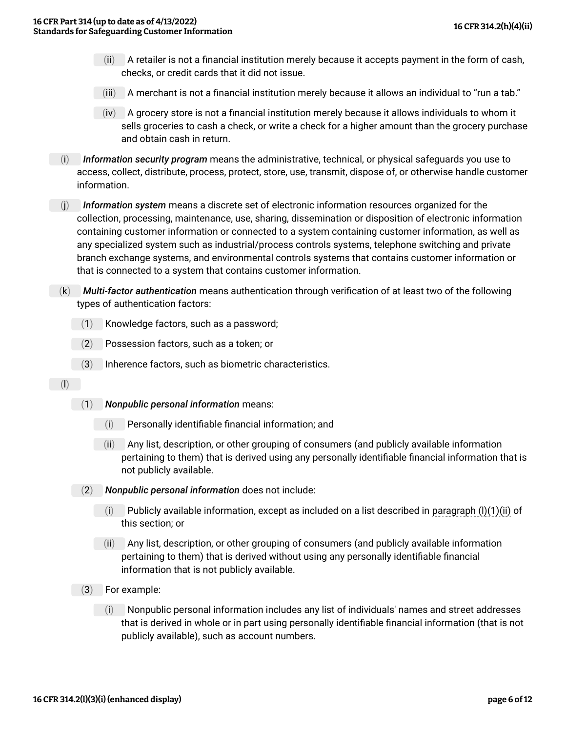(ii) A retailer is not a financial institution merely because it accepts payment in the form of cash, checks, or credit cards that it did not issue.

(iii) A merchant is not a financial institution merely because it allows an individual to "run a tab."

(iv) A grocery store is not a financial institution merely because it allows individuals to whom it sells groceries to cash a check, or write a check for a higher amount than the grocery purchase and obtain cash in return.

(i) ***Information security program*** means the administrative, technical, or physical safeguards you use to access, collect, distribute, process, protect, store, use, transmit, dispose of, or otherwise handle customer information.

(j) ***Information system*** means a discrete set of electronic information resources organized for the collection, processing, maintenance, use, sharing, dissemination or disposition of electronic information containing customer information or connected to a system containing customer information, as well as any specialized system such as industrial/process controls systems, telephone switching and private branch exchange systems, and environmental controls systems that contains customer information or that is connected to a system that contains customer information.

(k) ***Multi-factor authentication*** means authentication through verification of at least two of the following types of authentication factors:

(1) Knowledge factors, such as a password;

(2) Possession factors, such as a token; or

(3) Inherence factors, such as biometric characteristics.

(l)

(1) ***Nonpublic personal information*** means:

(i) Personally identifiable financial information; and

(ii) Any list, description, or other grouping of consumers (and publicly available information pertaining to them) that is derived using any personally identifiable financial information that is not publicly available.

(2) ***Nonpublic personal information*** does not include:

(i) Publicly available information, except as included on a list described in paragraph (l)(1)(ii) of this section; or

(ii) Any list, description, or other grouping of consumers (and publicly available information pertaining to them) that is derived without using any personally identifiable financial information that is not publicly available.

(3) For example:

(i) Nonpublic personal information includes any list of individuals' names and street addresses that is derived in whole or in part using personally identifiable financial information (that is not publicly available), such as account numbers.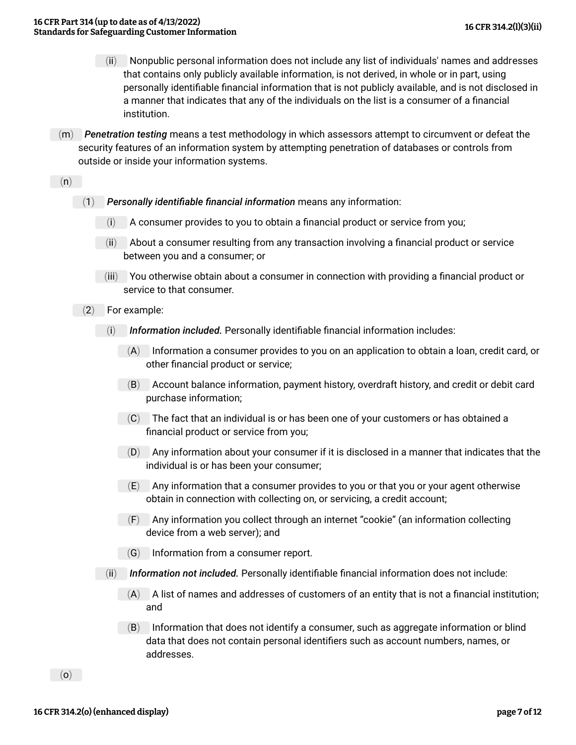(ii) Nonpublic personal information does not include any list of individuals' names and addresses that contains only publicly available information, is not derived, in whole or in part, using personally identifiable financial information that is not publicly available, and is not disclosed in a manner that indicates that any of the individuals on the list is a consumer of a financial institution.

(m) *Penetration testing* means a test methodology in which assessors attempt to circumvent or defeat the security features of an information system by attempting penetration of databases or controls from outside or inside your information systems.

(n)

(1) *Personally identifiable financial information* means any information:

(i) A consumer provides to you to obtain a financial product or service from you;

(ii) About a consumer resulting from any transaction involving a financial product or service between you and a consumer; or

(iii) You otherwise obtain about a consumer in connection with providing a financial product or service to that consumer.

(2) For example:

(i) ***Information included.*** Personally identifiable financial information includes:

(A) Information a consumer provides to you on an application to obtain a loan, credit card, or other financial product or service;

(B) Account balance information, payment history, overdraft history, and credit or debit card purchase information;

(C) The fact that an individual is or has been one of your customers or has obtained a financial product or service from you;

(D) Any information about your consumer if it is disclosed in a manner that indicates that the individual is or has been your consumer;

(E) Any information that a consumer provides to you or that you or your agent otherwise obtain in connection with collecting on, or servicing, a credit account;

(F) Any information you collect through an internet "cookie" (an information collecting device from a web server); and

(G) Information from a consumer report.

(ii) ***Information not included.*** Personally identifiable financial information does not include:

(A) A list of names and addresses of customers of an entity that is not a financial institution; and

(B) Information that does not identify a consumer, such as aggregate information or blind data that does not contain personal identifiers such as account numbers, names, or addresses.

(o)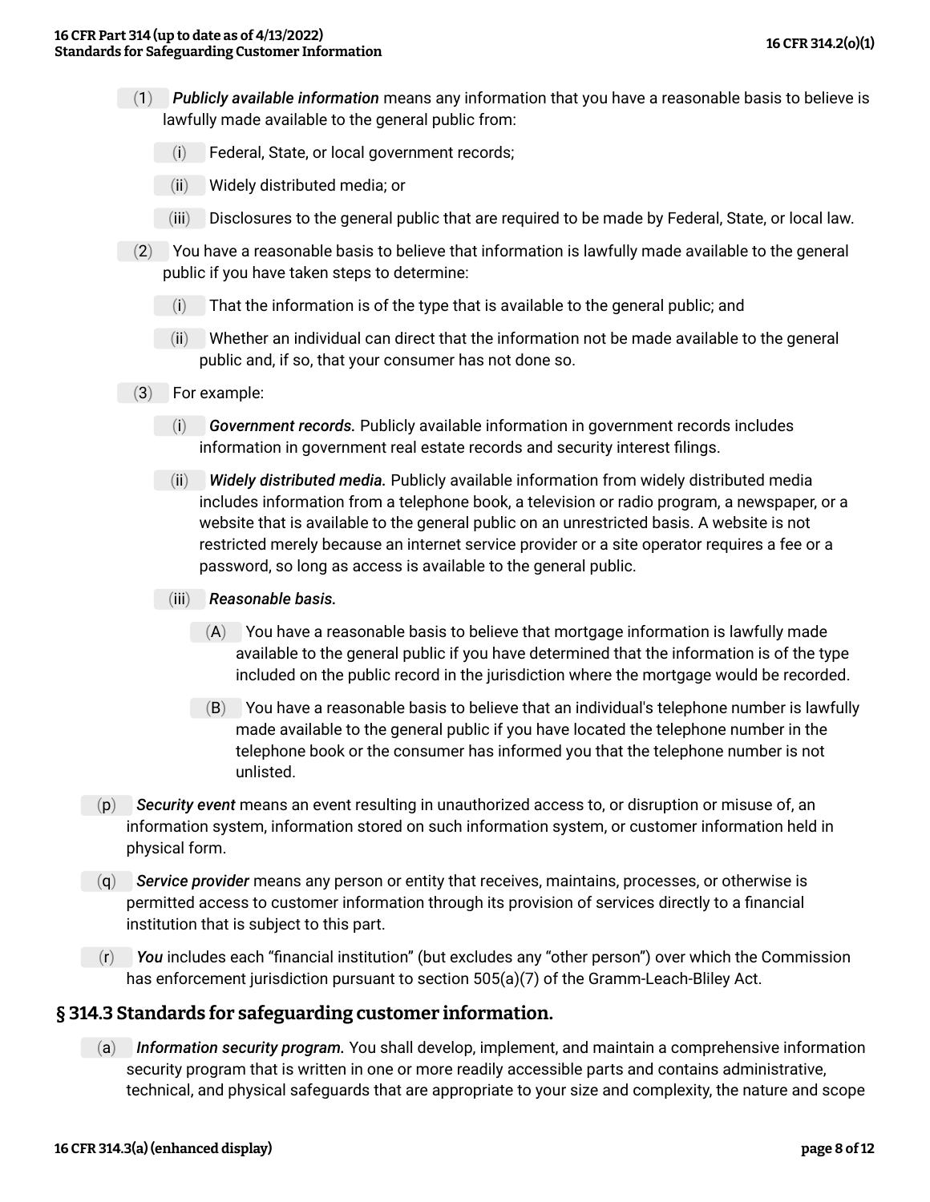(1) ***Publicly available information*** means any information that you have a reasonable basis to believe is lawfully made available to the general public from:

(i) Federal, State, or local government records;

(ii) Widely distributed media; or

(iii) Disclosures to the general public that are required to be made by Federal, State, or local law.

(2) You have a reasonable basis to believe that information is lawfully made available to the general public if you have taken steps to determine:

(i) That the information is of the type that is available to the general public; and

(ii) Whether an individual can direct that the information not be made available to the general public and, if so, that your consumer has not done so.

(3) For example:

(i) ***Government records.*** Publicly available information in government records includes information in government real estate records and security interest filings.

(ii) ***Widely distributed media.*** Publicly available information from widely distributed media includes information from a telephone book, a television or radio program, a newspaper, or a website that is available to the general public on an unrestricted basis. A website is not restricted merely because an internet service provider or a site operator requires a fee or a password, so long as access is available to the general public.

(iii) ***Reasonable basis.***

(A) You have a reasonable basis to believe that mortgage information is lawfully made available to the general public if you have determined that the information is of the type included on the public record in the jurisdiction where the mortgage would be recorded.

(B) You have a reasonable basis to believe that an individual's telephone number is lawfully made available to the general public if you have located the telephone number in the telephone book or the consumer has informed you that the telephone number is not unlisted.

(p) ***Security event*** means an event resulting in unauthorized access to, or disruption or misuse of, an information system, information stored on such information system, or customer information held in physical form.

(q) ***Service provider*** means any person or entity that receives, maintains, processes, or otherwise is permitted access to customer information through its provision of services directly to a financial institution that is subject to this part.

(r) ***You*** includes each "financial institution" (but excludes any "other person") over which the Commission has enforcement jurisdiction pursuant to section 505(a)(7) of the Gramm-Leach-Bliley Act.

## § 314.3 Standards for safeguarding customer information.

(a) ***Information security program.*** You shall develop, implement, and maintain a comprehensive information security program that is written in one or more readily accessible parts and contains administrative, technical, and physical safeguards that are appropriate to your size and complexity, the nature and scope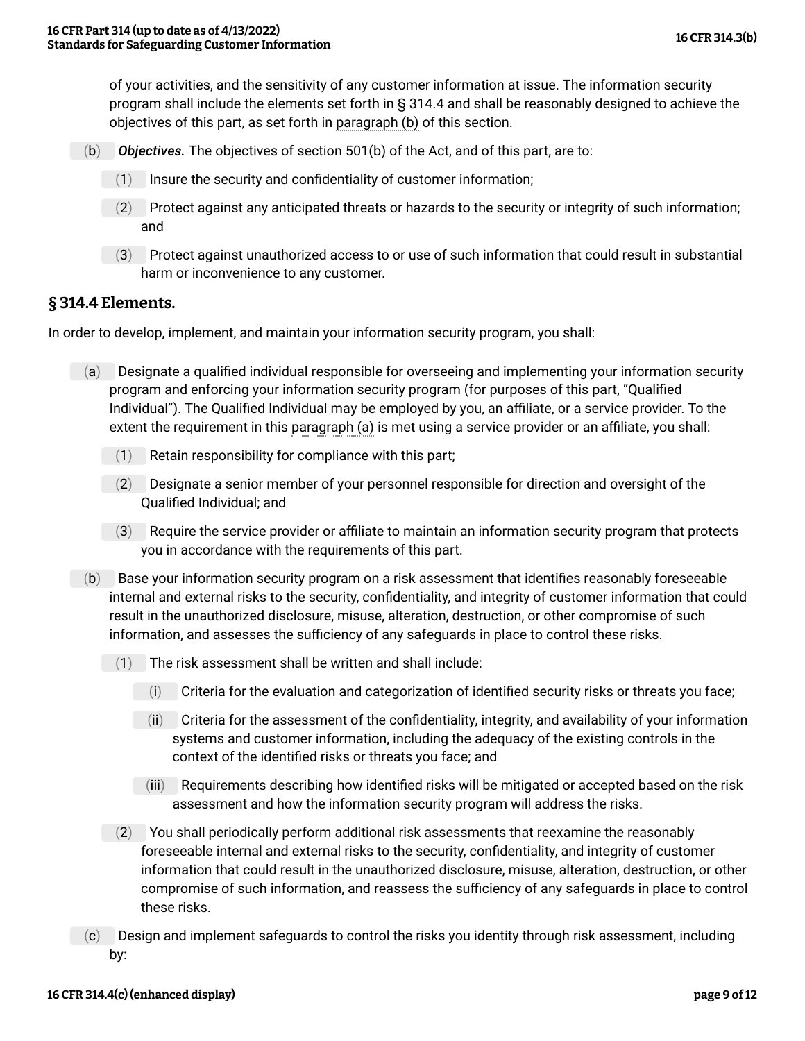of your activities, and the sensitivity of any customer information at issue. The information security program shall include the elements set forth in § 314.4 and shall be reasonably designed to achieve the objectives of this part, as set forth in paragraph (b) of this section.

(b) *Objectives.* The objectives of section 501(b) of the Act, and of this part, are to:

(1) Insure the security and confidentiality of customer information;

(2) Protect against any anticipated threats or hazards to the security or integrity of such information; and

(3) Protect against unauthorized access to or use of such information that could result in substantial harm or inconvenience to any customer.

## § 314.4 Elements.

In order to develop, implement, and maintain your information security program, you shall:

(a) Designate a qualified individual responsible for overseeing and implementing your information security program and enforcing your information security program (for purposes of this part, "Qualified Individual"). The Qualified Individual may be employed by you, an affiliate, or a service provider. To the extent the requirement in this paragraph (a) is met using a service provider or an affiliate, you shall:

(1) Retain responsibility for compliance with this part;

(2) Designate a senior member of your personnel responsible for direction and oversight of the Qualified Individual; and

(3) Require the service provider or affiliate to maintain an information security program that protects you in accordance with the requirements of this part.

(b) Base your information security program on a risk assessment that identifies reasonably foreseeable internal and external risks to the security, confidentiality, and integrity of customer information that could result in the unauthorized disclosure, misuse, alteration, destruction, or other compromise of such information, and assesses the sufficiency of any safeguards in place to control these risks.

(1) The risk assessment shall be written and shall include:

(i) Criteria for the evaluation and categorization of identified security risks or threats you face;

(ii) Criteria for the assessment of the confidentiality, integrity, and availability of your information systems and customer information, including the adequacy of the existing controls in the context of the identified risks or threats you face; and

(iii) Requirements describing how identified risks will be mitigated or accepted based on the risk assessment and how the information security program will address the risks.

(2) You shall periodically perform additional risk assessments that reexamine the reasonably foreseeable internal and external risks to the security, confidentiality, and integrity of customer information that could result in the unauthorized disclosure, misuse, alteration, destruction, or other compromise of such information, and reassess the sufficiency of any safeguards in place to control these risks.

(c) Design and implement safeguards to control the risks you identity through risk assessment, including by: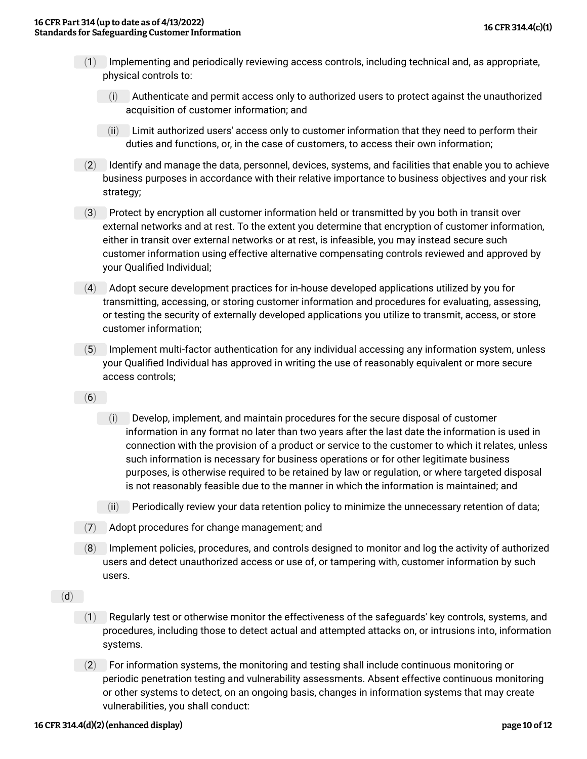(1) Implementing and periodically reviewing access controls, including technical and, as appropriate, physical controls to:

(i) Authenticate and permit access only to authorized users to protect against the unauthorized acquisition of customer information; and

(ii) Limit authorized users' access only to customer information that they need to perform their duties and functions, or, in the case of customers, to access their own information;

(2) Identify and manage the data, personnel, devices, systems, and facilities that enable you to achieve business purposes in accordance with their relative importance to business objectives and your risk strategy;

(3) Protect by encryption all customer information held or transmitted by you both in transit over external networks and at rest. To the extent you determine that encryption of customer information, either in transit over external networks or at rest, is infeasible, you may instead secure such customer information using effective alternative compensating controls reviewed and approved by your Qualified Individual;

(4) Adopt secure development practices for in-house developed applications utilized by you for transmitting, accessing, or storing customer information and procedures for evaluating, assessing, or testing the security of externally developed applications you utilize to transmit, access, or store customer information;

(5) Implement multi-factor authentication for any individual accessing any information system, unless your Qualified Individual has approved in writing the use of reasonably equivalent or more secure access controls;

(6)

(i) Develop, implement, and maintain procedures for the secure disposal of customer information in any format no later than two years after the last date the information is used in connection with the provision of a product or service to the customer to which it relates, unless such information is necessary for business operations or for other legitimate business purposes, is otherwise required to be retained by law or regulation, or where targeted disposal is not reasonably feasible due to the manner in which the information is maintained; and

(ii) Periodically review your data retention policy to minimize the unnecessary retention of data;

(7) Adopt procedures for change management; and

(8) Implement policies, procedures, and controls designed to monitor and log the activity of authorized users and detect unauthorized access or use of, or tampering with, customer information by such users.

(d)

(1) Regularly test or otherwise monitor the effectiveness of the safeguards' key controls, systems, and procedures, including those to detect actual and attempted attacks on, or intrusions into, information systems.

(2) For information systems, the monitoring and testing shall include continuous monitoring or periodic penetration testing and vulnerability assessments. Absent effective continuous monitoring or other systems to detect, on an ongoing basis, changes in information systems that may create vulnerabilities, you shall conduct: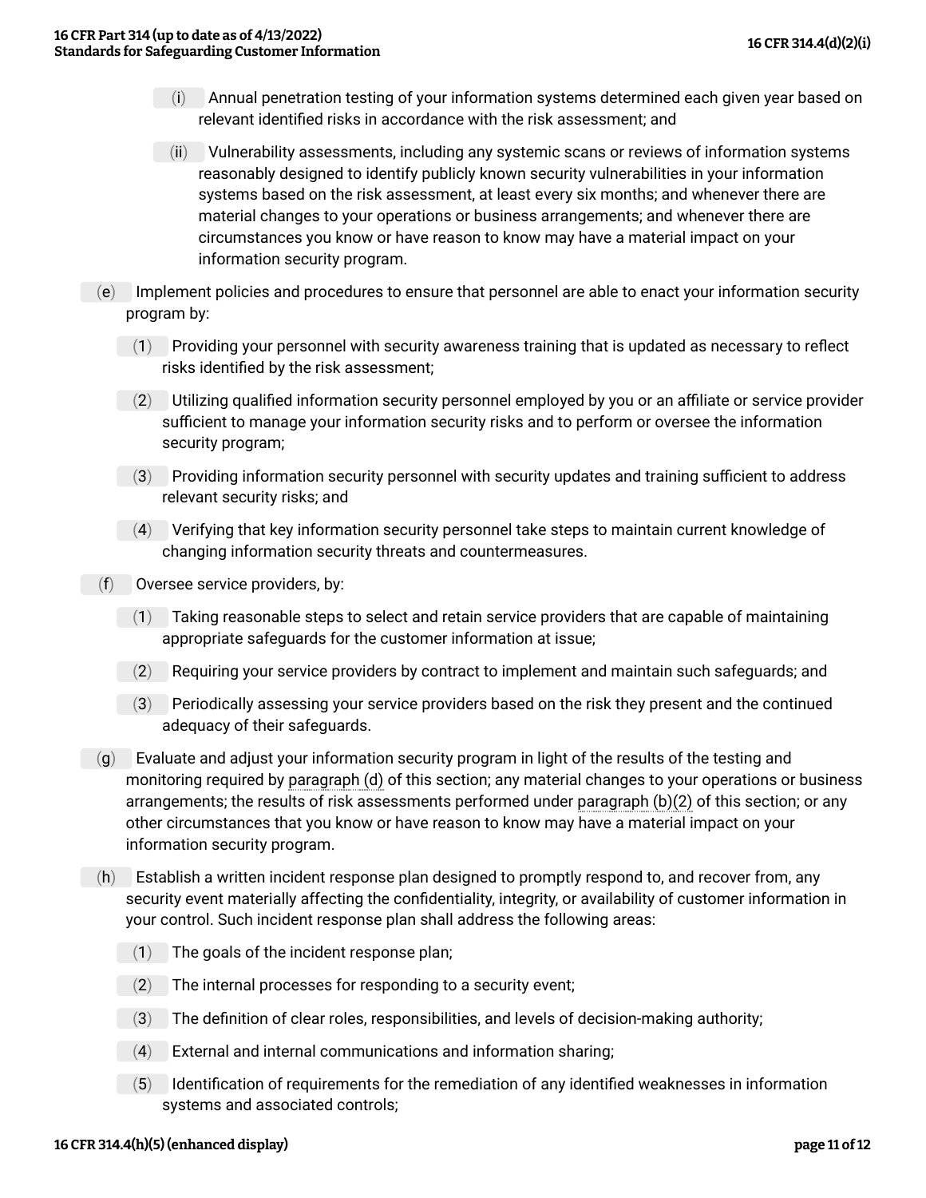(i) Annual penetration testing of your information systems determined each given year based on relevant identified risks in accordance with the risk assessment; and

(ii) Vulnerability assessments, including any systemic scans or reviews of information systems reasonably designed to identify publicly known security vulnerabilities in your information systems based on the risk assessment, at least every six months; and whenever there are material changes to your operations or business arrangements; and whenever there are circumstances you know or have reason to know may have a material impact on your information security program.

(e) Implement policies and procedures to ensure that personnel are able to enact your information security program by:

(1) Providing your personnel with security awareness training that is updated as necessary to reflect risks identified by the risk assessment;

(2) Utilizing qualified information security personnel employed by you or an affiliate or service provider sufficient to manage your information security risks and to perform or oversee the information security program;

(3) Providing information security personnel with security updates and training sufficient to address relevant security risks; and

(4) Verifying that key information security personnel take steps to maintain current knowledge of changing information security threats and countermeasures.

(f) Oversee service providers, by:

(1) Taking reasonable steps to select and retain service providers that are capable of maintaining appropriate safeguards for the customer information at issue;

(2) Requiring your service providers by contract to implement and maintain such safeguards; and

(3) Periodically assessing your service providers based on the risk they present and the continued adequacy of their safeguards.

(g) Evaluate and adjust your information security program in light of the results of the testing and monitoring required by paragraph (d) of this section; any material changes to your operations or business arrangements; the results of risk assessments performed under paragraph (b)(2) of this section; or any other circumstances that you know or have reason to know may have a material impact on your information security program.

(h) Establish a written incident response plan designed to promptly respond to, and recover from, any security event materially affecting the confidentiality, integrity, or availability of customer information in your control. Such incident response plan shall address the following areas:

(1) The goals of the incident response plan;

(2) The internal processes for responding to a security event;

(3) The definition of clear roles, responsibilities, and levels of decision-making authority;

(4) External and internal communications and information sharing;

(5) Identification of requirements for the remediation of any identified weaknesses in information systems and associated controls;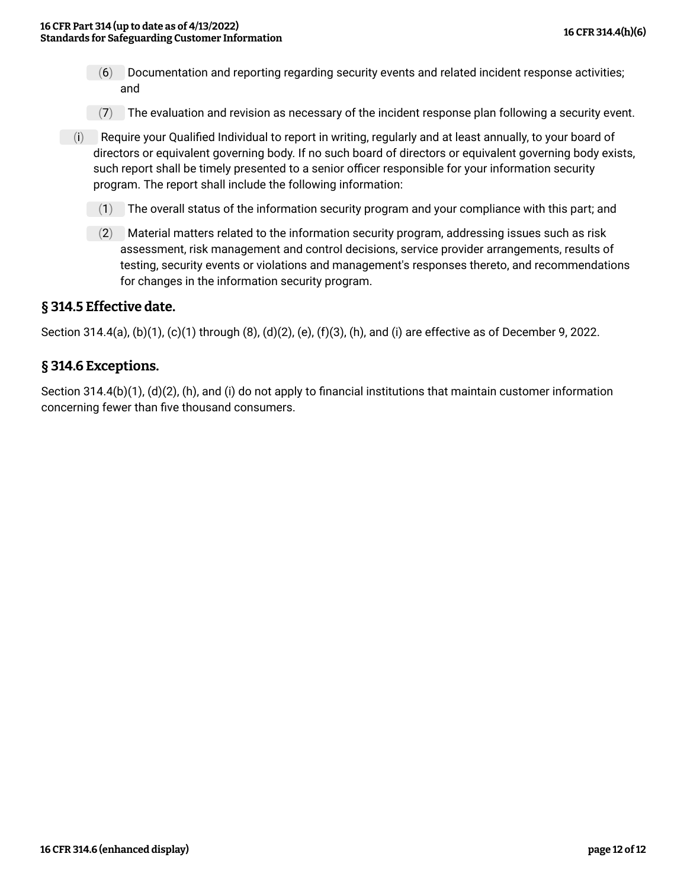(6) Documentation and reporting regarding security events and related incident response activities; and

(7) The evaluation and revision as necessary of the incident response plan following a security event.

(i) Require your Qualified Individual to report in writing, regularly and at least annually, to your board of directors or equivalent governing body. If no such board of directors or equivalent governing body exists, such report shall be timely presented to a senior officer responsible for your information security program. The report shall include the following information:

(1) The overall status of the information security program and your compliance with this part; and

(2) Material matters related to the information security program, addressing issues such as risk assessment, risk management and control decisions, service provider arrangements, results of testing, security events or violations and management's responses thereto, and recommendations for changes in the information security program.

## § 314.5 Effective date.

Section 314.4(a), (b)(1), (c)(1) through (8), (d)(2), (e), (f)(3), (h), and (i) are effective as of December 9, 2022.

## § 314.6 Exceptions.

Section 314.4(b)(1), (d)(2), (h), and (i) do not apply to financial institutions that maintain customer information concerning fewer than five thousand consumers.